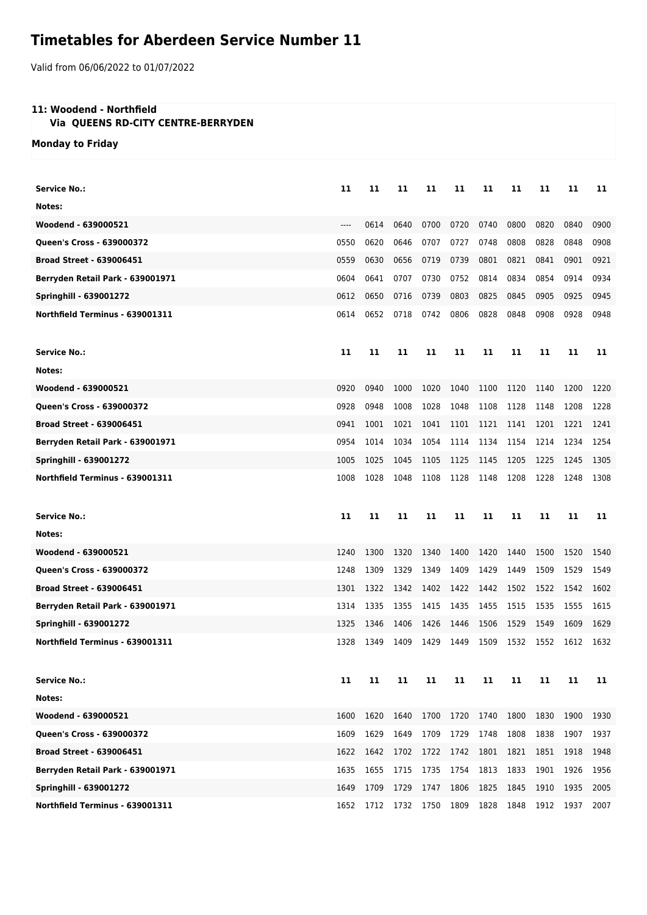# Timetables for Aberdeen Service Number 11

Valid from 06/06/2022 to 01/07/2022

**11: Woodend - Northfield**
**Via QUEENS RD-CITY CENTRE-BERRYDEN**

**Monday to Friday**

| Service No.: | 11 | 11 | 11 | 11 | 11 | 11 | 11 | 11 | 11 | 11 |
|---|---|---|---|---|---|---|---|---|---|---|
| Notes: | | | | | | | | | | |
| Woodend - 639000521 | ---- | 0614 | 0640 | 0700 | 0720 | 0740 | 0800 | 0820 | 0840 | 0900 |
| Queen's Cross - 639000372 | 0550 | 0620 | 0646 | 0707 | 0727 | 0748 | 0808 | 0828 | 0848 | 0908 |
| Broad Street - 639006451 | 0559 | 0630 | 0656 | 0719 | 0739 | 0801 | 0821 | 0841 | 0901 | 0921 |
| Berryden Retail Park - 639001971 | 0604 | 0641 | 0707 | 0730 | 0752 | 0814 | 0834 | 0854 | 0914 | 0934 |
| Springhill - 639001272 | 0612 | 0650 | 0716 | 0739 | 0803 | 0825 | 0845 | 0905 | 0925 | 0945 |
| Northfield Terminus - 639001311 | 0614 | 0652 | 0718 | 0742 | 0806 | 0828 | 0848 | 0908 | 0928 | 0948 |

| Service No.: | 11 | 11 | 11 | 11 | 11 | 11 | 11 | 11 | 11 | 11 |
|---|---|---|---|---|---|---|---|---|---|---|
| Notes: | | | | | | | | | | |
| Woodend - 639000521 | 0920 | 0940 | 1000 | 1020 | 1040 | 1100 | 1120 | 1140 | 1200 | 1220 |
| Queen's Cross - 639000372 | 0928 | 0948 | 1008 | 1028 | 1048 | 1108 | 1128 | 1148 | 1208 | 1228 |
| Broad Street - 639006451 | 0941 | 1001 | 1021 | 1041 | 1101 | 1121 | 1141 | 1201 | 1221 | 1241 |
| Berryden Retail Park - 639001971 | 0954 | 1014 | 1034 | 1054 | 1114 | 1134 | 1154 | 1214 | 1234 | 1254 |
| Springhill - 639001272 | 1005 | 1025 | 1045 | 1105 | 1125 | 1145 | 1205 | 1225 | 1245 | 1305 |
| Northfield Terminus - 639001311 | 1008 | 1028 | 1048 | 1108 | 1128 | 1148 | 1208 | 1228 | 1248 | 1308 |

| Service No.: | 11 | 11 | 11 | 11 | 11 | 11 | 11 | 11 | 11 | 11 |
|---|---|---|---|---|---|---|---|---|---|---|
| Notes: | | | | | | | | | | |
| Woodend - 639000521 | 1240 | 1300 | 1320 | 1340 | 1400 | 1420 | 1440 | 1500 | 1520 | 1540 |
| Queen's Cross - 639000372 | 1248 | 1309 | 1329 | 1349 | 1409 | 1429 | 1449 | 1509 | 1529 | 1549 |
| Broad Street - 639006451 | 1301 | 1322 | 1342 | 1402 | 1422 | 1442 | 1502 | 1522 | 1542 | 1602 |
| Berryden Retail Park - 639001971 | 1314 | 1335 | 1355 | 1415 | 1435 | 1455 | 1515 | 1535 | 1555 | 1615 |
| Springhill - 639001272 | 1325 | 1346 | 1406 | 1426 | 1446 | 1506 | 1529 | 1549 | 1609 | 1629 |
| Northfield Terminus - 639001311 | 1328 | 1349 | 1409 | 1429 | 1449 | 1509 | 1532 | 1552 | 1612 | 1632 |

| Service No.: | 11 | 11 | 11 | 11 | 11 | 11 | 11 | 11 | 11 | 11 |
|---|---|---|---|---|---|---|---|---|---|---|
| Notes: | | | | | | | | | | |
| Woodend - 639000521 | 1600 | 1620 | 1640 | 1700 | 1720 | 1740 | 1800 | 1830 | 1900 | 1930 |
| Queen's Cross - 639000372 | 1609 | 1629 | 1649 | 1709 | 1729 | 1748 | 1808 | 1838 | 1907 | 1937 |
| Broad Street - 639006451 | 1622 | 1642 | 1702 | 1722 | 1742 | 1801 | 1821 | 1851 | 1918 | 1948 |
| Berryden Retail Park - 639001971 | 1635 | 1655 | 1715 | 1735 | 1754 | 1813 | 1833 | 1901 | 1926 | 1956 |
| Springhill - 639001272 | 1649 | 1709 | 1729 | 1747 | 1806 | 1825 | 1845 | 1910 | 1935 | 2005 |
| Northfield Terminus - 639001311 | 1652 | 1712 | 1732 | 1750 | 1809 | 1828 | 1848 | 1912 | 1937 | 2007 |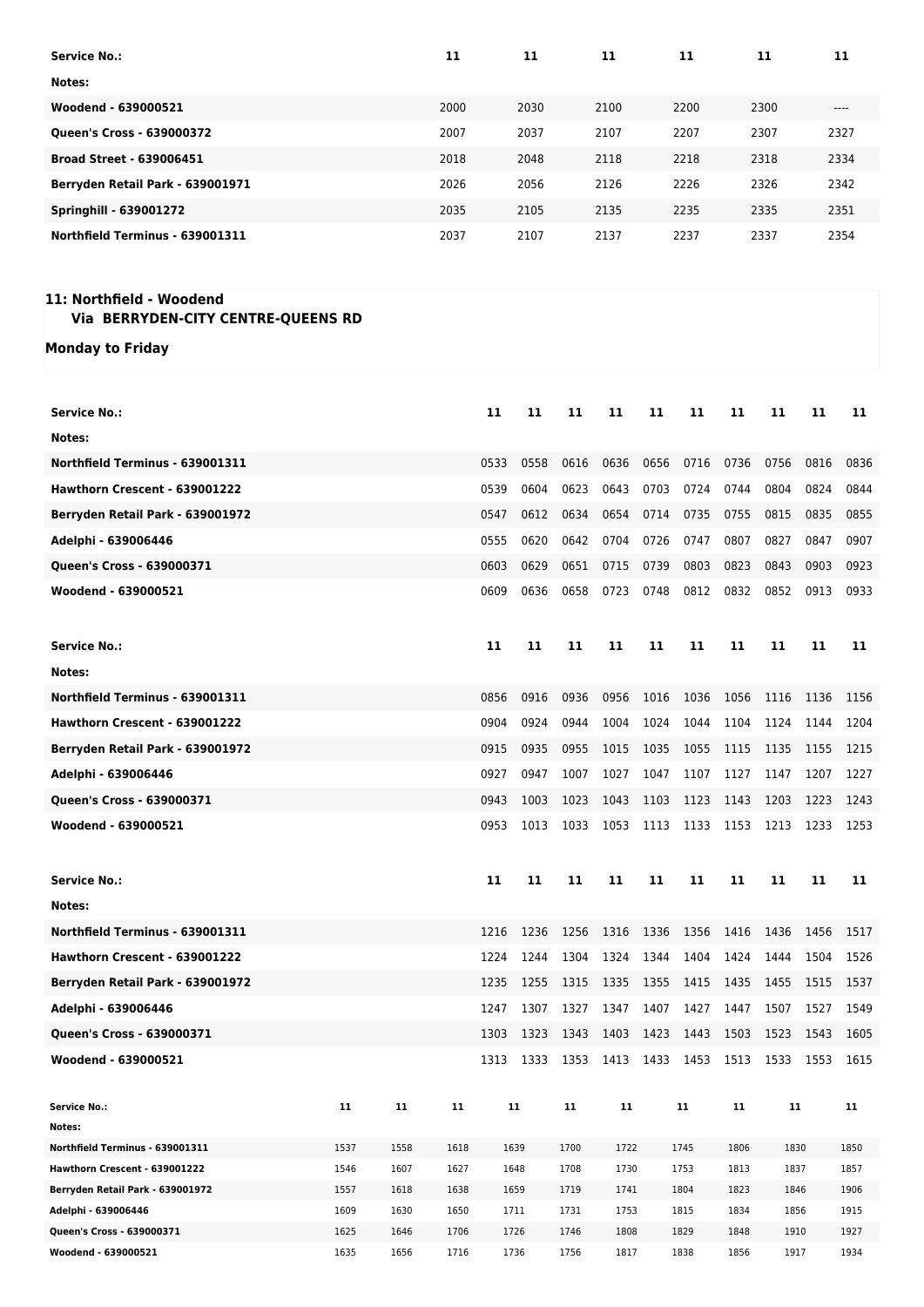| Service No.: | 11 | 11 | 11 | 11 | 11 | 11 |
|---|---|---|---|---|---|---|
| Notes: | | | | | | |
| Woodend - 639000521 | 2000 | 2030 | 2100 | 2200 | 2300 | ---- |
| Queen's Cross - 639000372 | 2007 | 2037 | 2107 | 2207 | 2307 | 2327 |
| Broad Street - 639006451 | 2018 | 2048 | 2118 | 2218 | 2318 | 2334 |
| Berryden Retail Park - 639001971 | 2026 | 2056 | 2126 | 2226 | 2326 | 2342 |
| Springhill - 639001272 | 2035 | 2105 | 2135 | 2235 | 2335 | 2351 |
| Northfield Terminus - 639001311 | 2037 | 2107 | 2137 | 2237 | 2337 | 2354 |

## 11: Northfield - Woodend
### Via BERRYDEN-CITY CENTRE-QUEENS RD

**Monday to Friday**

| Service No.: | 11 | 11 | 11 | 11 | 11 | 11 | 11 | 11 | 11 | 11 |
|---|---|---|---|---|---|---|---|---|---|---|
| Notes: | | | | | | | | | | |
| Northfield Terminus - 639001311 | 0533 | 0558 | 0616 | 0636 | 0656 | 0716 | 0736 | 0756 | 0816 | 0836 |
| Hawthorn Crescent - 639001222 | 0539 | 0604 | 0623 | 0643 | 0703 | 0724 | 0744 | 0804 | 0824 | 0844 |
| Berryden Retail Park - 639001972 | 0547 | 0612 | 0634 | 0654 | 0714 | 0735 | 0755 | 0815 | 0835 | 0855 |
| Adelphi - 639006446 | 0555 | 0620 | 0642 | 0704 | 0726 | 0747 | 0807 | 0827 | 0847 | 0907 |
| Queen's Cross - 639000371 | 0603 | 0629 | 0651 | 0715 | 0739 | 0803 | 0823 | 0843 | 0903 | 0923 |
| Woodend - 639000521 | 0609 | 0636 | 0658 | 0723 | 0748 | 0812 | 0832 | 0852 | 0913 | 0933 |

| Service No.: | 11 | 11 | 11 | 11 | 11 | 11 | 11 | 11 | 11 | 11 |
|---|---|---|---|---|---|---|---|---|---|---|
| Notes: | | | | | | | | | | |
| Northfield Terminus - 639001311 | 0856 | 0916 | 0936 | 0956 | 1016 | 1036 | 1056 | 1116 | 1136 | 1156 |
| Hawthorn Crescent - 639001222 | 0904 | 0924 | 0944 | 1004 | 1024 | 1044 | 1104 | 1124 | 1144 | 1204 |
| Berryden Retail Park - 639001972 | 0915 | 0935 | 0955 | 1015 | 1035 | 1055 | 1115 | 1135 | 1155 | 1215 |
| Adelphi - 639006446 | 0927 | 0947 | 1007 | 1027 | 1047 | 1107 | 1127 | 1147 | 1207 | 1227 |
| Queen's Cross - 639000371 | 0943 | 1003 | 1023 | 1043 | 1103 | 1123 | 1143 | 1203 | 1223 | 1243 |
| Woodend - 639000521 | 0953 | 1013 | 1033 | 1053 | 1113 | 1133 | 1153 | 1213 | 1233 | 1253 |

| Service No.: | 11 | 11 | 11 | 11 | 11 | 11 | 11 | 11 | 11 | 11 |
|---|---|---|---|---|---|---|---|---|---|---|
| Notes: | | | | | | | | | | |
| Northfield Terminus - 639001311 | 1216 | 1236 | 1256 | 1316 | 1336 | 1356 | 1416 | 1436 | 1456 | 1517 |
| Hawthorn Crescent - 639001222 | 1224 | 1244 | 1304 | 1324 | 1344 | 1404 | 1424 | 1444 | 1504 | 1526 |
| Berryden Retail Park - 639001972 | 1235 | 1255 | 1315 | 1335 | 1355 | 1415 | 1435 | 1455 | 1515 | 1537 |
| Adelphi - 639006446 | 1247 | 1307 | 1327 | 1347 | 1407 | 1427 | 1447 | 1507 | 1527 | 1549 |
| Queen's Cross - 639000371 | 1303 | 1323 | 1343 | 1403 | 1423 | 1443 | 1503 | 1523 | 1543 | 1605 |
| Woodend - 639000521 | 1313 | 1333 | 1353 | 1413 | 1433 | 1453 | 1513 | 1533 | 1553 | 1615 |

| Service No.: | 11 | 11 | 11 | 11 | 11 | 11 | 11 | 11 | 11 | 11 |
|---|---|---|---|---|---|---|---|---|---|---|
| Notes: | | | | | | | | | | |
| Northfield Terminus - 639001311 | 1537 | 1558 | 1618 | 1639 | 1700 | 1722 | 1745 | 1806 | 1830 | 1850 |
| Hawthorn Crescent - 639001222 | 1546 | 1607 | 1627 | 1648 | 1708 | 1730 | 1753 | 1813 | 1837 | 1857 |
| Berryden Retail Park - 639001972 | 1557 | 1618 | 1638 | 1659 | 1719 | 1741 | 1804 | 1823 | 1846 | 1906 |
| Adelphi - 639006446 | 1609 | 1630 | 1650 | 1711 | 1731 | 1753 | 1815 | 1834 | 1856 | 1915 |
| Queen's Cross - 639000371 | 1625 | 1646 | 1706 | 1726 | 1746 | 1808 | 1829 | 1848 | 1910 | 1927 |
| Woodend - 639000521 | 1635 | 1656 | 1716 | 1736 | 1756 | 1817 | 1838 | 1856 | 1917 | 1934 |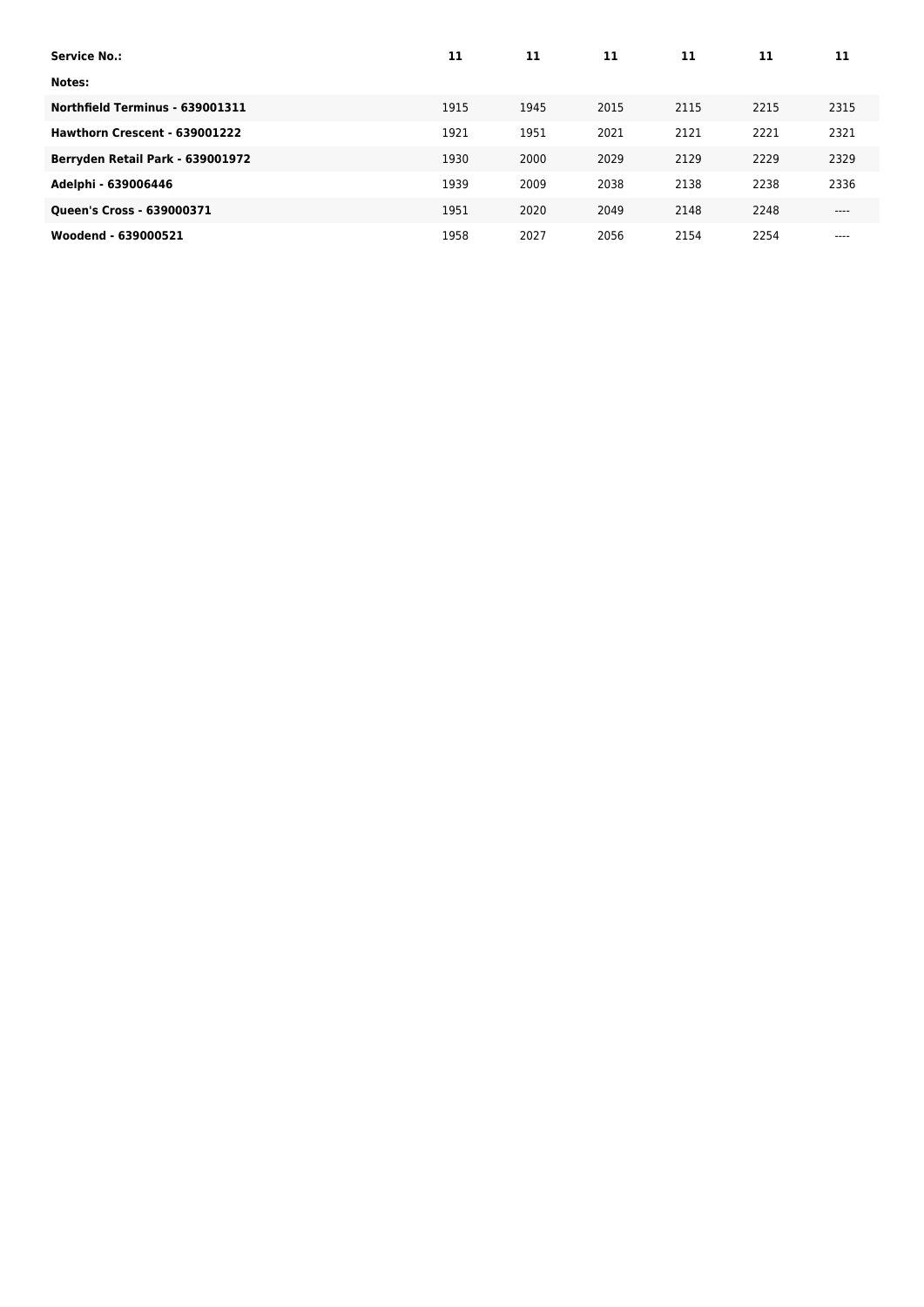| **Service No.:** | **11** | **11** | **11** | **11** | **11** | **11** |
|---|---|---|---|---|---|---|
| **Notes:** | | | | | | |
| **Northfield Terminus - 639001311** | 1915 | 1945 | 2015 | 2115 | 2215 | 2315 |
| **Hawthorn Crescent - 639001222** | 1921 | 1951 | 2021 | 2121 | 2221 | 2321 |
| **Berryden Retail Park - 639001972** | 1930 | 2000 | 2029 | 2129 | 2229 | 2329 |
| **Adelphi - 639006446** | 1939 | 2009 | 2038 | 2138 | 2238 | 2336 |
| **Queen's Cross - 639000371** | 1951 | 2020 | 2049 | 2148 | 2248 | ---- |
| **Woodend - 639000521** | 1958 | 2027 | 2056 | 2154 | 2254 | ---- |